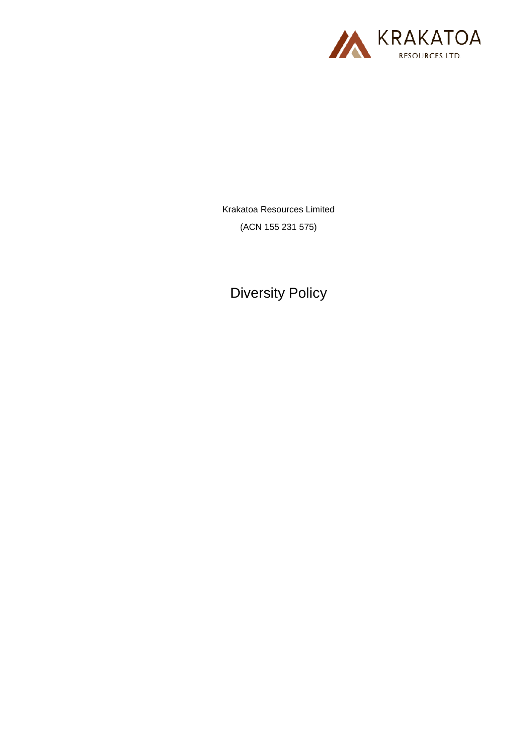KRAKATOA RESOURCES LTD.

Krakatoa Resources Limited

(ACN 155 231 575)

# Diversity Policy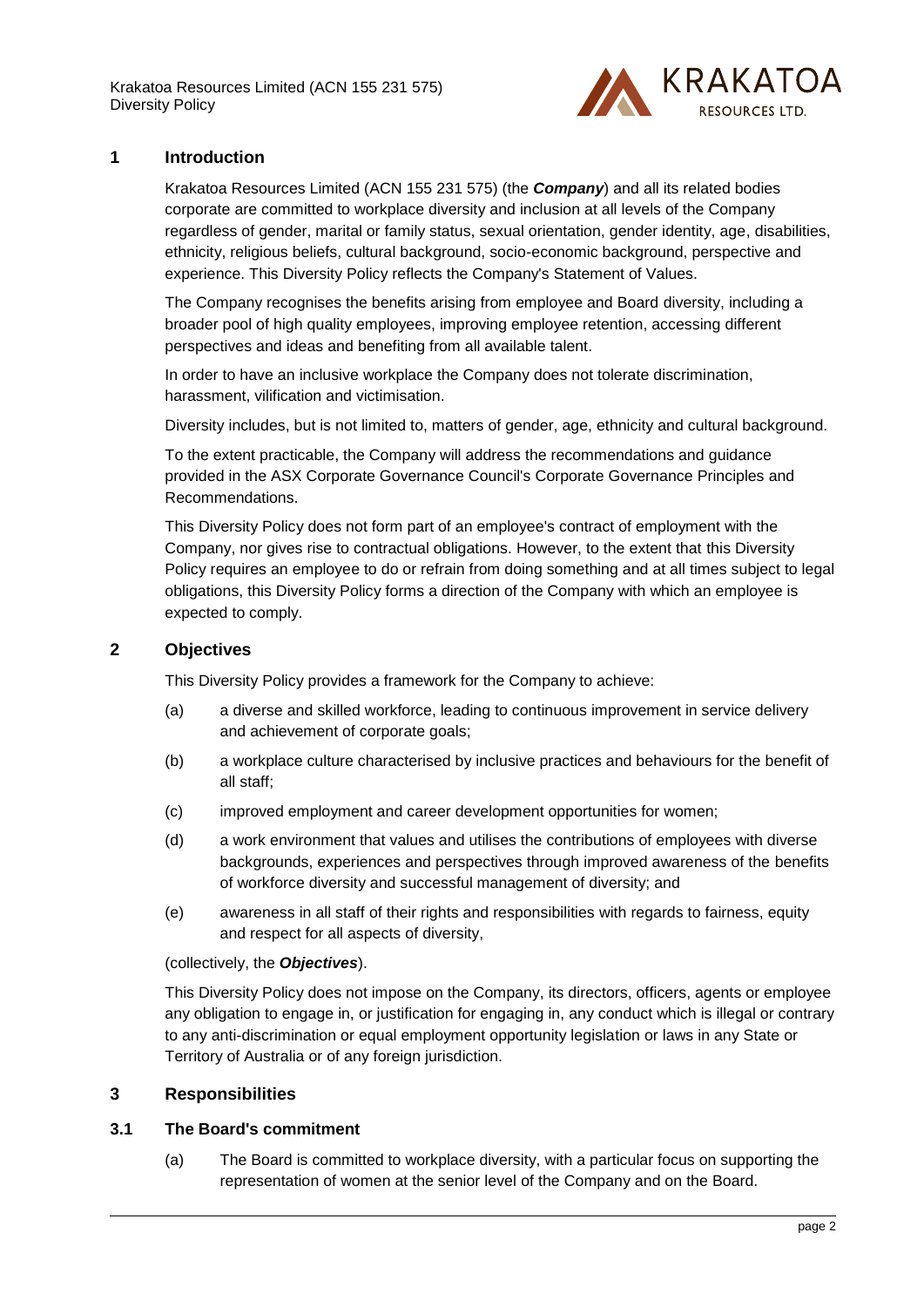## 1 Introduction

Krakatoa Resources Limited (ACN 155 231 575) (the ***Company***) and all its related bodies corporate are committed to workplace diversity and inclusion at all levels of the Company regardless of gender, marital or family status, sexual orientation, gender identity, age, disabilities, ethnicity, religious beliefs, cultural background, socio-economic background, perspective and experience. This Diversity Policy reflects the Company's Statement of Values.

The Company recognises the benefits arising from employee and Board diversity, including a broader pool of high quality employees, improving employee retention, accessing different perspectives and ideas and benefiting from all available talent.

In order to have an inclusive workplace the Company does not tolerate discrimination, harassment, vilification and victimisation.

Diversity includes, but is not limited to, matters of gender, age, ethnicity and cultural background.

To the extent practicable, the Company will address the recommendations and guidance provided in the ASX Corporate Governance Council's Corporate Governance Principles and Recommendations.

This Diversity Policy does not form part of an employee's contract of employment with the Company, nor gives rise to contractual obligations. However, to the extent that this Diversity Policy requires an employee to do or refrain from doing something and at all times subject to legal obligations, this Diversity Policy forms a direction of the Company with which an employee is expected to comply.

## 2 Objectives

This Diversity Policy provides a framework for the Company to achieve:

(a) a diverse and skilled workforce, leading to continuous improvement in service delivery and achievement of corporate goals;

(b) a workplace culture characterised by inclusive practices and behaviours for the benefit of all staff;

(c) improved employment and career development opportunities for women;

(d) a work environment that values and utilises the contributions of employees with diverse backgrounds, experiences and perspectives through improved awareness of the benefits of workforce diversity and successful management of diversity; and

(e) awareness in all staff of their rights and responsibilities with regards to fairness, equity and respect for all aspects of diversity,

(collectively, the ***Objectives***).

This Diversity Policy does not impose on the Company, its directors, officers, agents or employee any obligation to engage in, or justification for engaging in, any conduct which is illegal or contrary to any anti-discrimination or equal employment opportunity legislation or laws in any State or Territory of Australia or of any foreign jurisdiction.

## 3 Responsibilities

### 3.1 The Board's commitment

(a) The Board is committed to workplace diversity, with a particular focus on supporting the representation of women at the senior level of the Company and on the Board.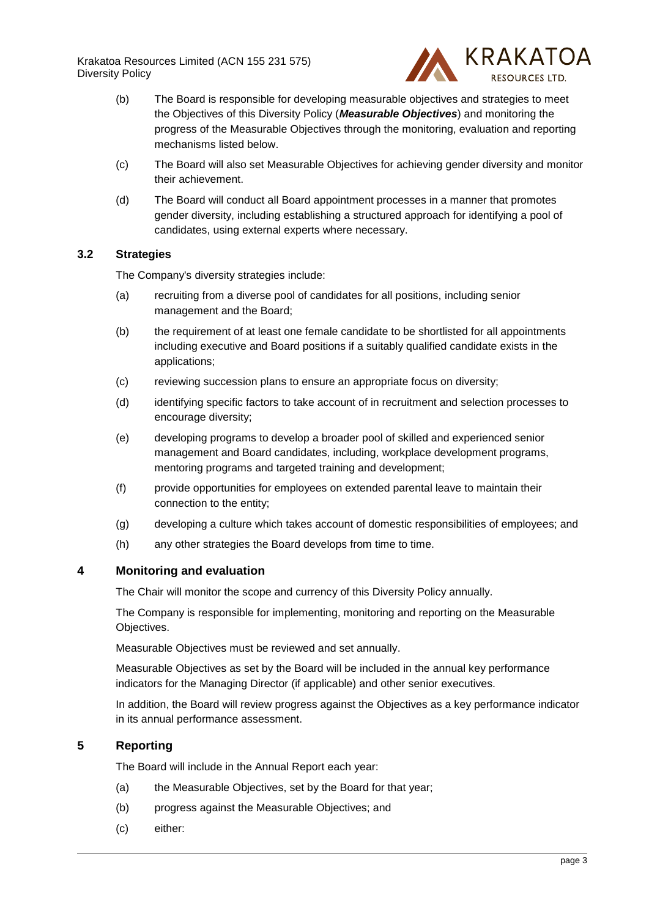(b) The Board is responsible for developing measurable objectives and strategies to meet the Objectives of this Diversity Policy (***Measurable Objectives***) and monitoring the progress of the Measurable Objectives through the monitoring, evaluation and reporting mechanisms listed below.

(c) The Board will also set Measurable Objectives for achieving gender diversity and monitor their achievement.

(d) The Board will conduct all Board appointment processes in a manner that promotes gender diversity, including establishing a structured approach for identifying a pool of candidates, using external experts where necessary.

### 3.2 Strategies

The Company's diversity strategies include:

(a) recruiting from a diverse pool of candidates for all positions, including senior management and the Board;

(b) the requirement of at least one female candidate to be shortlisted for all appointments including executive and Board positions if a suitably qualified candidate exists in the applications;

(c) reviewing succession plans to ensure an appropriate focus on diversity;

(d) identifying specific factors to take account of in recruitment and selection processes to encourage diversity;

(e) developing programs to develop a broader pool of skilled and experienced senior management and Board candidates, including, workplace development programs, mentoring programs and targeted training and development;

(f) provide opportunities for employees on extended parental leave to maintain their connection to the entity;

(g) developing a culture which takes account of domestic responsibilities of employees; and

(h) any other strategies the Board develops from time to time.

## 4 Monitoring and evaluation

The Chair will monitor the scope and currency of this Diversity Policy annually.

The Company is responsible for implementing, monitoring and reporting on the Measurable Objectives.

Measurable Objectives must be reviewed and set annually.

Measurable Objectives as set by the Board will be included in the annual key performance indicators for the Managing Director (if applicable) and other senior executives.

In addition, the Board will review progress against the Objectives as a key performance indicator in its annual performance assessment.

## 5 Reporting

The Board will include in the Annual Report each year:

(a) the Measurable Objectives, set by the Board for that year;

(b) progress against the Measurable Objectives; and

(c) either: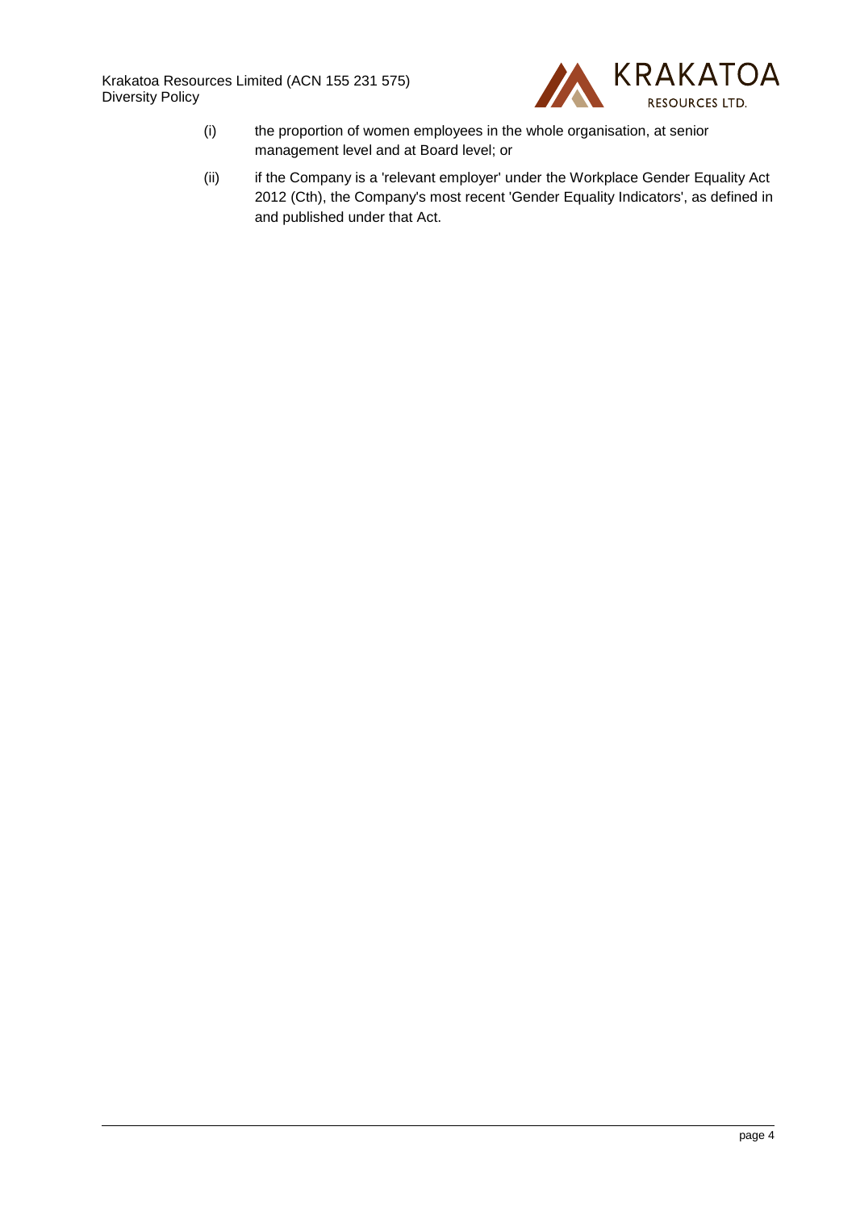(i) the proportion of women employees in the whole organisation, at senior management level and at Board level; or

(ii) if the Company is a 'relevant employer' under the Workplace Gender Equality Act 2012 (Cth), the Company's most recent 'Gender Equality Indicators', as defined in and published under that Act.